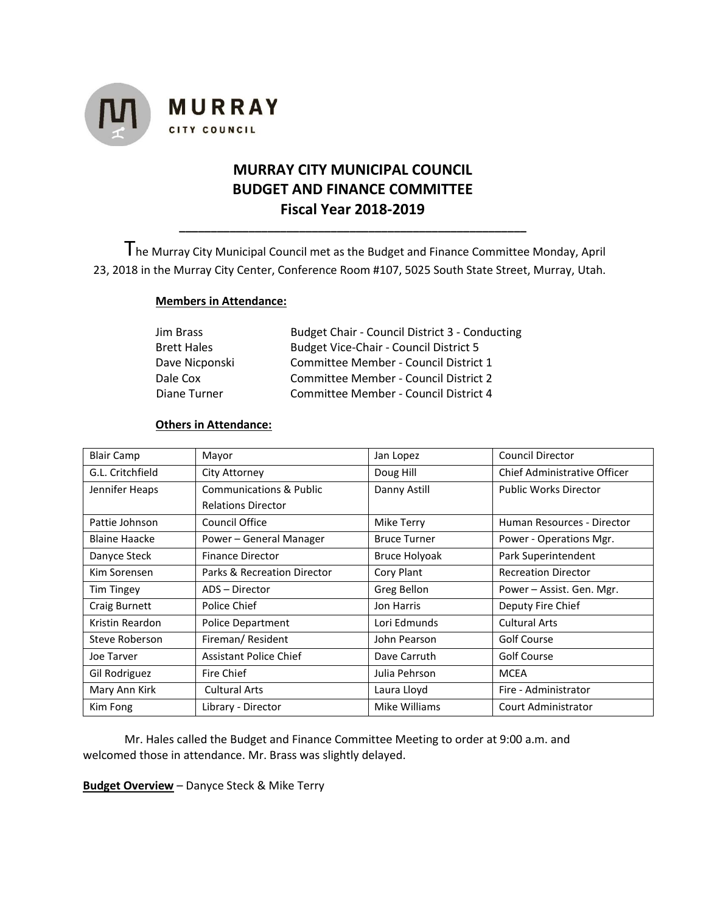**MURRAY**
**CITY COUNCIL**

# MURRAY CITY MUNICIPAL COUNCIL
# BUDGET AND FINANCE COMMITTEE
# Fiscal Year 2018-2019

---

The Murray City Municipal Council met as the Budget and Finance Committee Monday, April 23, 2018 in the Murray City Center, Conference Room #107, 5025 South State Street, Murray, Utah.

**Members in Attendance:**

| | |
|---|---|
| Jim Brass | Budget Chair - Council District 3 - Conducting |
| Brett Hales | Budget Vice-Chair - Council District 5 |
| Dave Nicponski | Committee Member - Council District 1 |
| Dale Cox | Committee Member - Council District 2 |
| Diane Turner | Committee Member - Council District 4 |

**Others in Attendance:**

| | | | |
|---|---|---|---|
| Blair Camp | Mayor | Jan Lopez | Council Director |
| G.L. Critchfield | City Attorney | Doug Hill | Chief Administrative Officer |
| Jennifer Heaps | Communications & Public Relations Director | Danny Astill | Public Works Director |
| Pattie Johnson | Council Office | Mike Terry | Human Resources - Director |
| Blaine Haacke | Power – General Manager | Bruce Turner | Power - Operations Mgr. |
| Danyce Steck | Finance Director | Bruce Holyoak | Park Superintendent |
| Kim Sorensen | Parks & Recreation Director | Cory Plant | Recreation Director |
| Tim Tingey | ADS – Director | Greg Bellon | Power – Assist. Gen. Mgr. |
| Craig Burnett | Police Chief | Jon Harris | Deputy Fire Chief |
| Kristin Reardon | Police Department | Lori Edmunds | Cultural Arts |
| Steve Roberson | Fireman/ Resident | John Pearson | Golf Course |
| Joe Tarver | Assistant Police Chief | Dave Carruth | Golf Course |
| Gil Rodriguez | Fire Chief | Julia Pehrson | MCEA |
| Mary Ann Kirk | Cultural Arts | Laura Lloyd | Fire - Administrator |
| Kim Fong | Library - Director | Mike Williams | Court Administrator |

Mr. Hales called the Budget and Finance Committee Meeting to order at 9:00 a.m. and welcomed those in attendance. Mr. Brass was slightly delayed.

**Budget Overview** – Danyce Steck & Mike Terry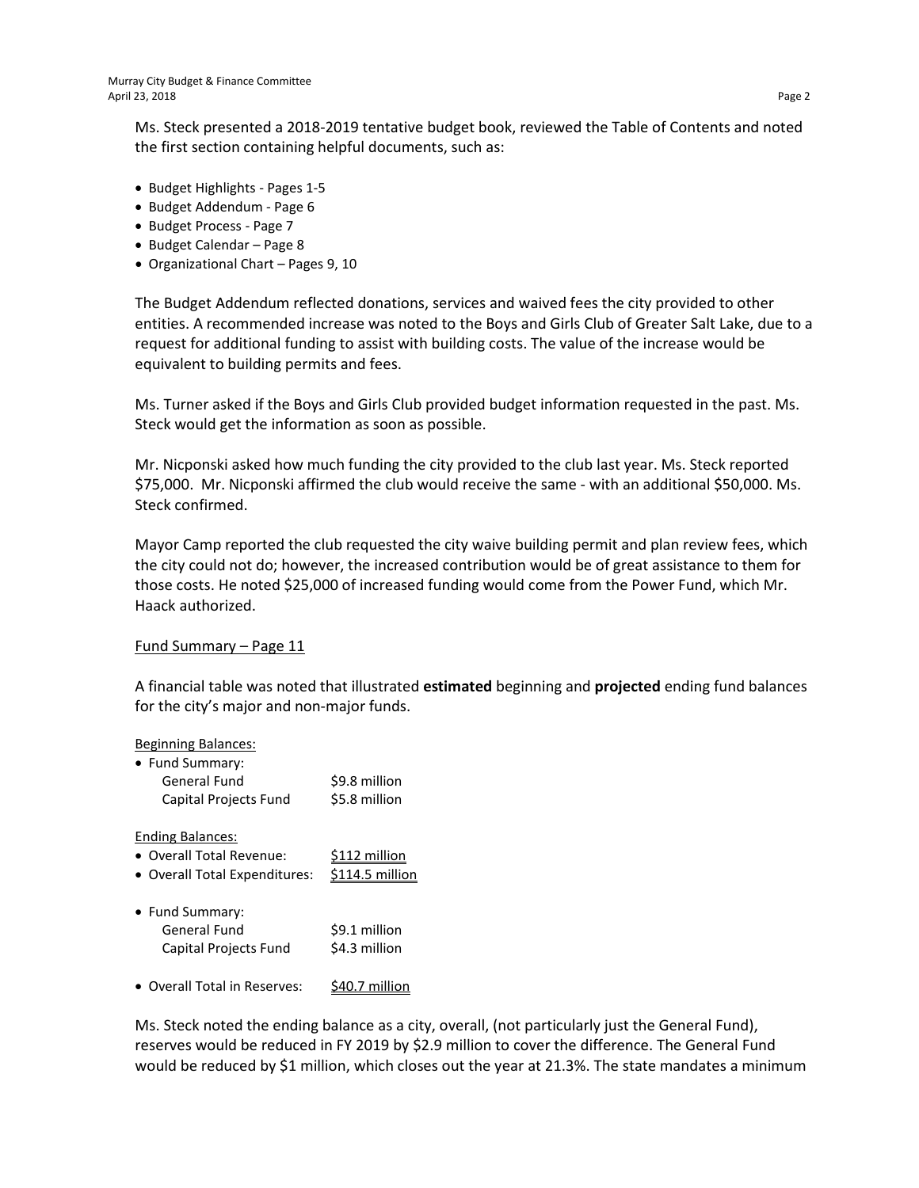Ms. Steck presented a 2018-2019 tentative budget book, reviewed the Table of Contents and noted the first section containing helpful documents, such as:

- Budget Highlights - Pages 1-5
- Budget Addendum - Page 6
- Budget Process - Page 7
- Budget Calendar – Page 8
- Organizational Chart – Pages 9, 10

The Budget Addendum reflected donations, services and waived fees the city provided to other entities. A recommended increase was noted to the Boys and Girls Club of Greater Salt Lake, due to a request for additional funding to assist with building costs. The value of the increase would be equivalent to building permits and fees.

Ms. Turner asked if the Boys and Girls Club provided budget information requested in the past. Ms. Steck would get the information as soon as possible.

Mr. Nicponski asked how much funding the city provided to the club last year. Ms. Steck reported $75,000. Mr. Nicponski affirmed the club would receive the same - with an additional $50,000. Ms. Steck confirmed.

Mayor Camp reported the club requested the city waive building permit and plan review fees, which the city could not do; however, the increased contribution would be of great assistance to them for those costs. He noted $25,000 of increased funding would come from the Power Fund, which Mr. Haack authorized.

Fund Summary – Page 11

A financial table was noted that illustrated **estimated** beginning and **projected** ending fund balances for the city's major and non-major funds.

Beginning Balances:

- Fund Summary:
  - General Fund $9.8 million
  - Capital Projects Fund $5.8 million

Ending Balances:

- Overall Total Revenue: $112 million
- Overall Total Expenditures: $114.5 million

- Fund Summary:
  - General Fund $9.1 million
  - Capital Projects Fund $4.3 million

- Overall Total in Reserves: $40.7 million

Ms. Steck noted the ending balance as a city, overall, (not particularly just the General Fund), reserves would be reduced in FY 2019 by $2.9 million to cover the difference. The General Fund would be reduced by $1 million, which closes out the year at 21.3%. The state mandates a minimum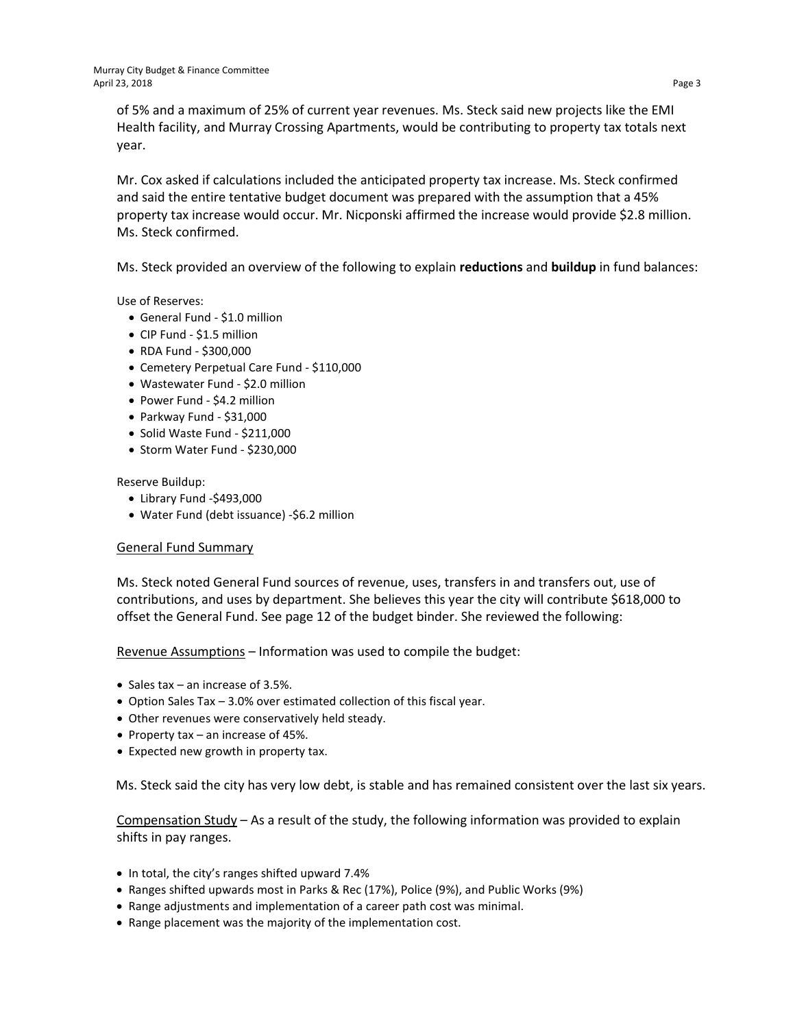of 5% and a maximum of 25% of current year revenues. Ms. Steck said new projects like the EMI Health facility, and Murray Crossing Apartments, would be contributing to property tax totals next year.

Mr. Cox asked if calculations included the anticipated property tax increase. Ms. Steck confirmed and said the entire tentative budget document was prepared with the assumption that a 45% property tax increase would occur. Mr. Nicponski affirmed the increase would provide $2.8 million. Ms. Steck confirmed.

Ms. Steck provided an overview of the following to explain **reductions** and **buildup** in fund balances:

Use of Reserves:

- General Fund - $1.0 million
- CIP Fund - $1.5 million
- RDA Fund - $300,000
- Cemetery Perpetual Care Fund - $110,000
- Wastewater Fund - $2.0 million
- Power Fund - $4.2 million
- Parkway Fund - $31,000
- Solid Waste Fund - $211,000
- Storm Water Fund - $230,000

Reserve Buildup:

- Library Fund -$493,000
- Water Fund (debt issuance) -$6.2 million

<u>General Fund Summary</u>

Ms. Steck noted General Fund sources of revenue, uses, transfers in and transfers out, use of contributions, and uses by department. She believes this year the city will contribute $618,000 to offset the General Fund. See page 12 of the budget binder. She reviewed the following:

<u>Revenue Assumptions</u> – Information was used to compile the budget:

- Sales tax – an increase of 3.5%.
- Option Sales Tax – 3.0% over estimated collection of this fiscal year.
- Other revenues were conservatively held steady.
- Property tax – an increase of 45%.
- Expected new growth in property tax.

Ms. Steck said the city has very low debt, is stable and has remained consistent over the last six years.

<u>Compensation Study</u> – As a result of the study, the following information was provided to explain shifts in pay ranges.

- In total, the city's ranges shifted upward 7.4%
- Ranges shifted upwards most in Parks & Rec (17%), Police (9%), and Public Works (9%)
- Range adjustments and implementation of a career path cost was minimal.
- Range placement was the majority of the implementation cost.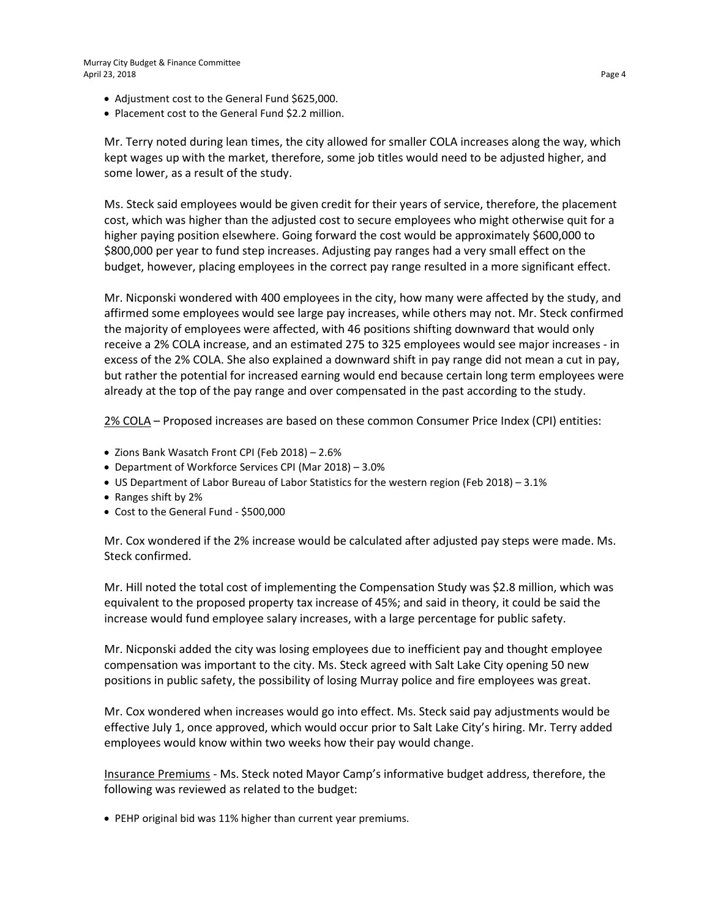- Adjustment cost to the General Fund $625,000.
- Placement cost to the General Fund $2.2 million.

Mr. Terry noted during lean times, the city allowed for smaller COLA increases along the way, which kept wages up with the market, therefore, some job titles would need to be adjusted higher, and some lower, as a result of the study.

Ms. Steck said employees would be given credit for their years of service, therefore, the placement cost, which was higher than the adjusted cost to secure employees who might otherwise quit for a higher paying position elsewhere. Going forward the cost would be approximately $600,000 to $800,000 per year to fund step increases. Adjusting pay ranges had a very small effect on the budget, however, placing employees in the correct pay range resulted in a more significant effect.

Mr. Nicponski wondered with 400 employees in the city, how many were affected by the study, and affirmed some employees would see large pay increases, while others may not. Mr. Steck confirmed the majority of employees were affected, with 46 positions shifting downward that would only receive a 2% COLA increase, and an estimated 275 to 325 employees would see major increases - in excess of the 2% COLA. She also explained a downward shift in pay range did not mean a cut in pay, but rather the potential for increased earning would end because certain long term employees were already at the top of the pay range and over compensated in the past according to the study.

<u>2% COLA</u> – Proposed increases are based on these common Consumer Price Index (CPI) entities:

- Zions Bank Wasatch Front CPI (Feb 2018) – 2.6%
- Department of Workforce Services CPI (Mar 2018) – 3.0%
- US Department of Labor Bureau of Labor Statistics for the western region (Feb 2018) – 3.1%
- Ranges shift by 2%
- Cost to the General Fund - $500,000

Mr. Cox wondered if the 2% increase would be calculated after adjusted pay steps were made. Ms. Steck confirmed.

Mr. Hill noted the total cost of implementing the Compensation Study was $2.8 million, which was equivalent to the proposed property tax increase of 45%; and said in theory, it could be said the increase would fund employee salary increases, with a large percentage for public safety.

Mr. Nicponski added the city was losing employees due to inefficient pay and thought employee compensation was important to the city. Ms. Steck agreed with Salt Lake City opening 50 new positions in public safety, the possibility of losing Murray police and fire employees was great.

Mr. Cox wondered when increases would go into effect. Ms. Steck said pay adjustments would be effective July 1, once approved, which would occur prior to Salt Lake City's hiring. Mr. Terry added employees would know within two weeks how their pay would change.

<u>Insurance Premiums</u> - Ms. Steck noted Mayor Camp's informative budget address, therefore, the following was reviewed as related to the budget:

- PEHP original bid was 11% higher than current year premiums.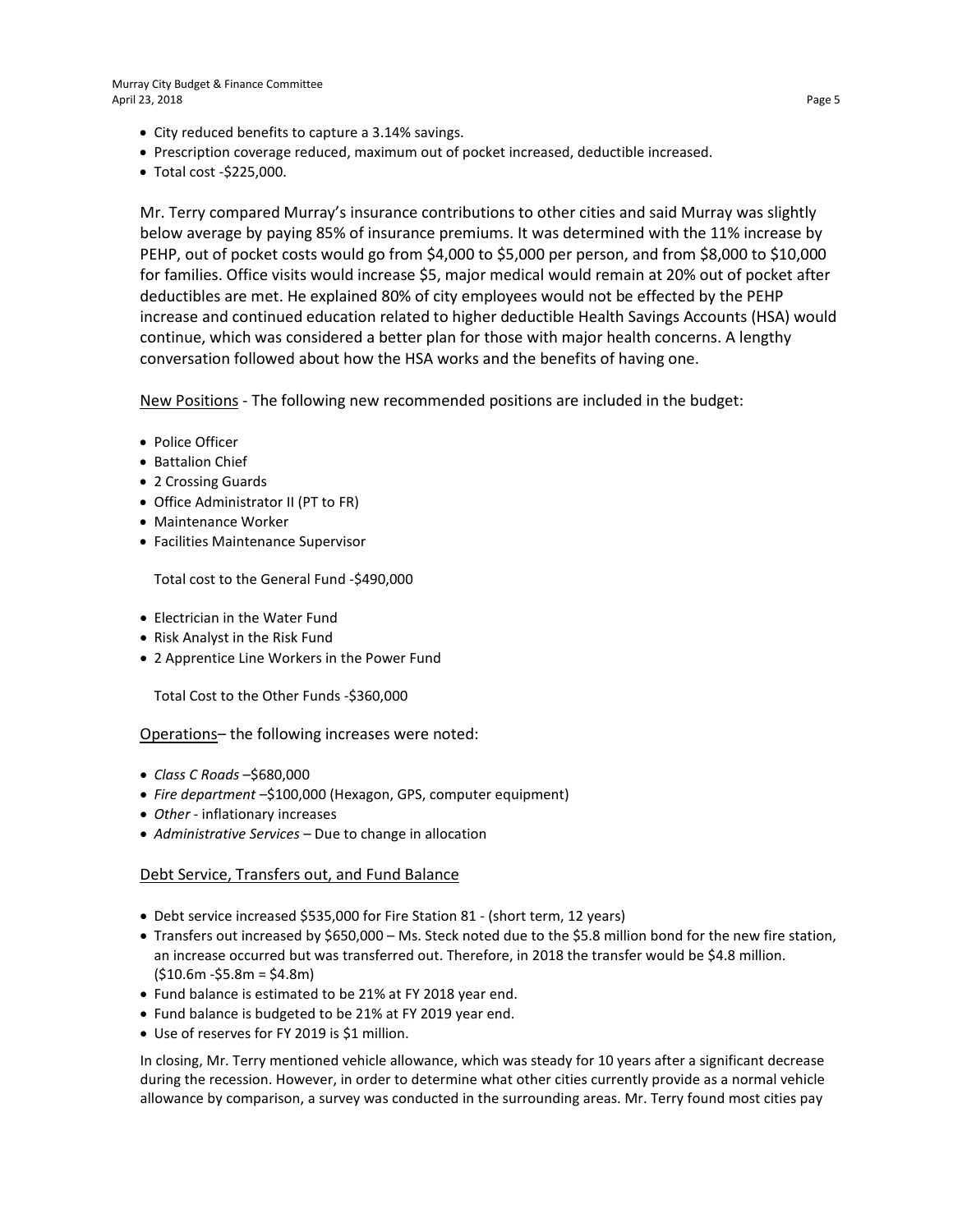- City reduced benefits to capture a 3.14% savings.
- Prescription coverage reduced, maximum out of pocket increased, deductible increased.
- Total cost -$225,000.

Mr. Terry compared Murray's insurance contributions to other cities and said Murray was slightly below average by paying 85% of insurance premiums. It was determined with the 11% increase by PEHP, out of pocket costs would go from $4,000 to $5,000 per person, and from $8,000 to $10,000 for families. Office visits would increase $5, major medical would remain at 20% out of pocket after deductibles are met. He explained 80% of city employees would not be effected by the PEHP increase and continued education related to higher deductible Health Savings Accounts (HSA) would continue, which was considered a better plan for those with major health concerns. A lengthy conversation followed about how the HSA works and the benefits of having one.

New Positions - The following new recommended positions are included in the budget:

- Police Officer
- Battalion Chief
- 2 Crossing Guards
- Office Administrator II (PT to FR)
- Maintenance Worker
- Facilities Maintenance Supervisor

Total cost to the General Fund -$490,000

- Electrician in the Water Fund
- Risk Analyst in the Risk Fund
- 2 Apprentice Line Workers in the Power Fund

Total Cost to the Other Funds -$360,000

Operations– the following increases were noted:

- *Class C Roads* –$680,000
- *Fire department* –$100,000 (Hexagon, GPS, computer equipment)
- *Other* - inflationary increases
- *Administrative Services* – Due to change in allocation

Debt Service, Transfers out, and Fund Balance

- Debt service increased $535,000 for Fire Station 81 - (short term, 12 years)
- Transfers out increased by $650,000 – Ms. Steck noted due to the $5.8 million bond for the new fire station, an increase occurred but was transferred out. Therefore, in 2018 the transfer would be $4.8 million. ($10.6m -$5.8m = $4.8m)
- Fund balance is estimated to be 21% at FY 2018 year end.
- Fund balance is budgeted to be 21% at FY 2019 year end.
- Use of reserves for FY 2019 is $1 million.

In closing, Mr. Terry mentioned vehicle allowance, which was steady for 10 years after a significant decrease during the recession. However, in order to determine what other cities currently provide as a normal vehicle allowance by comparison, a survey was conducted in the surrounding areas. Mr. Terry found most cities pay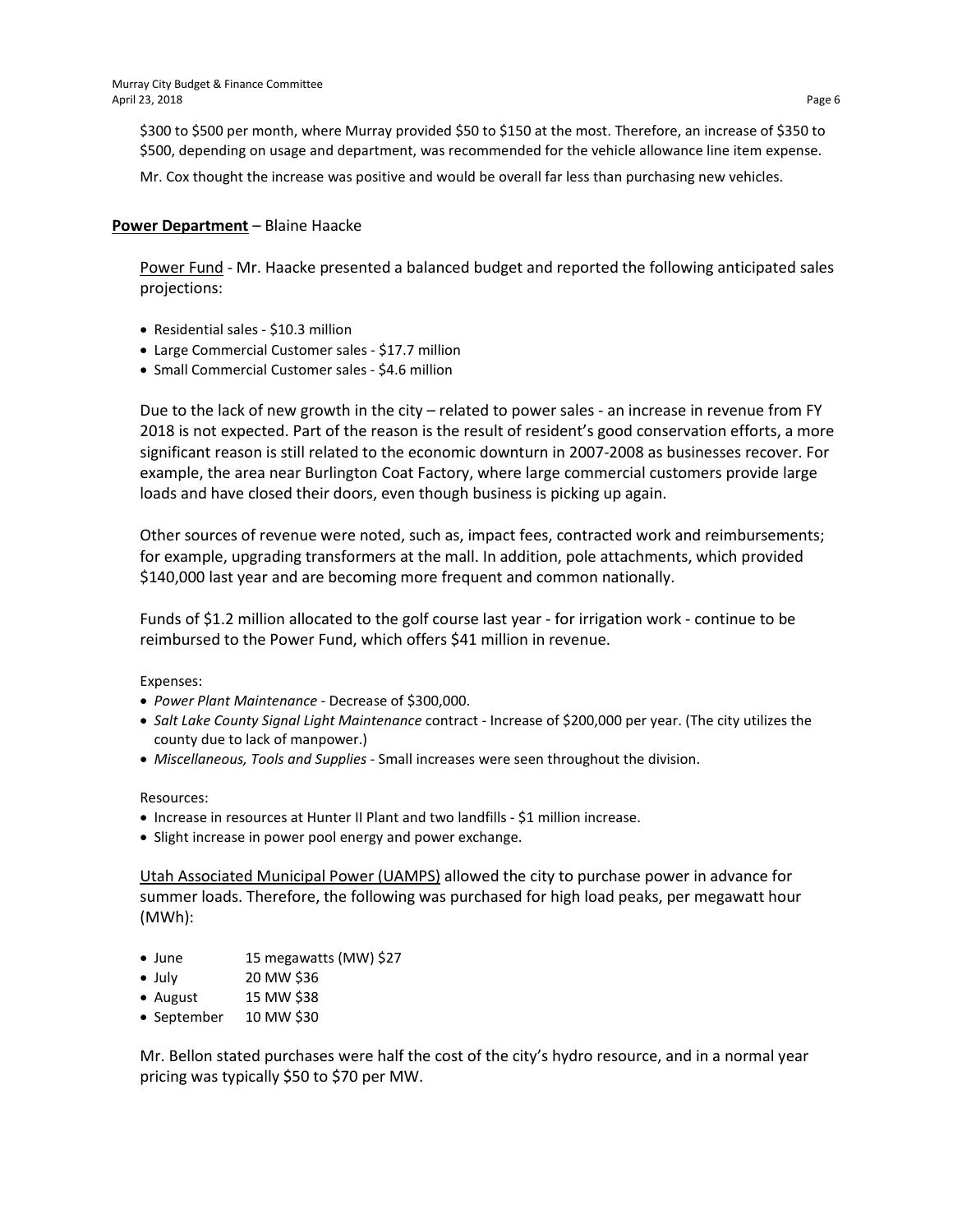$300 to $500 per month, where Murray provided $50 to $150 at the most. Therefore, an increase of $350 to $500, depending on usage and department, was recommended for the vehicle allowance line item expense.

Mr. Cox thought the increase was positive and would be overall far less than purchasing new vehicles.

**Power Department** – Blaine Haacke

Power Fund - Mr. Haacke presented a balanced budget and reported the following anticipated sales projections:

- Residential sales - $10.3 million
- Large Commercial Customer sales - $17.7 million
- Small Commercial Customer sales - $4.6 million

Due to the lack of new growth in the city – related to power sales - an increase in revenue from FY 2018 is not expected. Part of the reason is the result of resident's good conservation efforts, a more significant reason is still related to the economic downturn in 2007-2008 as businesses recover. For example, the area near Burlington Coat Factory, where large commercial customers provide large loads and have closed their doors, even though business is picking up again.

Other sources of revenue were noted, such as, impact fees, contracted work and reimbursements; for example, upgrading transformers at the mall. In addition, pole attachments, which provided $140,000 last year and are becoming more frequent and common nationally.

Funds of $1.2 million allocated to the golf course last year - for irrigation work - continue to be reimbursed to the Power Fund, which offers $41 million in revenue.

Expenses:

- *Power Plant Maintenance* - Decrease of $300,000.
- *Salt Lake County Signal Light Maintenance* contract - Increase of $200,000 per year. (The city utilizes the county due to lack of manpower.)
- *Miscellaneous, Tools and Supplies* - Small increases were seen throughout the division.

Resources:

- Increase in resources at Hunter II Plant and two landfills - $1 million increase.
- Slight increase in power pool energy and power exchange.

Utah Associated Municipal Power (UAMPS) allowed the city to purchase power in advance for summer loads. Therefore, the following was purchased for high load peaks, per megawatt hour (MWh):

- June 15 megawatts (MW) $27
- July 20 MW $36
- August 15 MW $38
- September 10 MW $30

Mr. Bellon stated purchases were half the cost of the city's hydro resource, and in a normal year pricing was typically $50 to $70 per MW.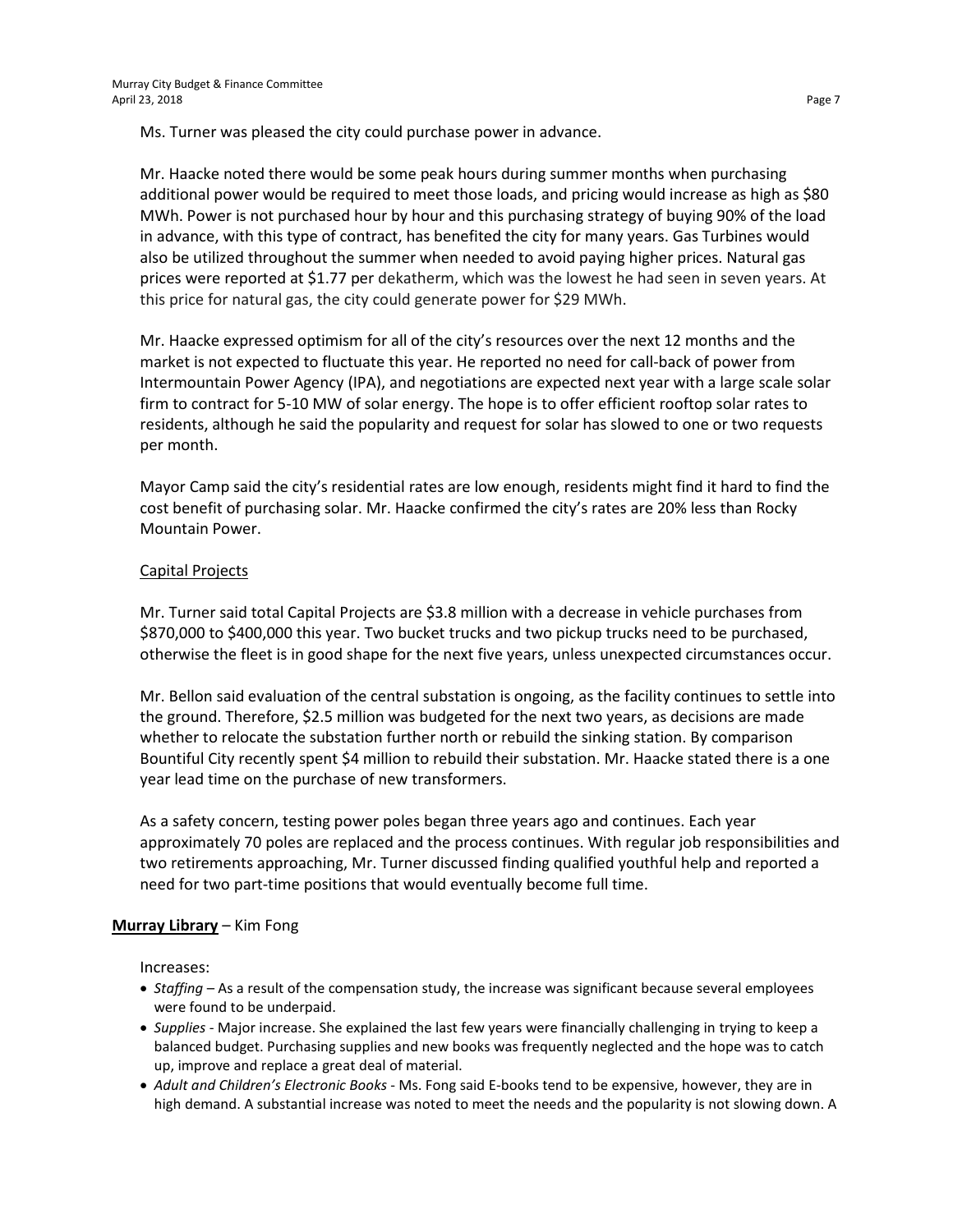Ms. Turner was pleased the city could purchase power in advance.

Mr. Haacke noted there would be some peak hours during summer months when purchasing additional power would be required to meet those loads, and pricing would increase as high as $80 MWh. Power is not purchased hour by hour and this purchasing strategy of buying 90% of the load in advance, with this type of contract, has benefited the city for many years. Gas Turbines would also be utilized throughout the summer when needed to avoid paying higher prices. Natural gas prices were reported at $1.77 per dekatherm, which was the lowest he had seen in seven years. At this price for natural gas, the city could generate power for $29 MWh.

Mr. Haacke expressed optimism for all of the city's resources over the next 12 months and the market is not expected to fluctuate this year. He reported no need for call-back of power from Intermountain Power Agency (IPA), and negotiations are expected next year with a large scale solar firm to contract for 5-10 MW of solar energy. The hope is to offer efficient rooftop solar rates to residents, although he said the popularity and request for solar has slowed to one or two requests per month.

Mayor Camp said the city's residential rates are low enough, residents might find it hard to find the cost benefit of purchasing solar. Mr. Haacke confirmed the city's rates are 20% less than Rocky Mountain Power.

<u>Capital Projects</u>

Mr. Turner said total Capital Projects are $3.8 million with a decrease in vehicle purchases from $870,000 to $400,000 this year. Two bucket trucks and two pickup trucks need to be purchased, otherwise the fleet is in good shape for the next five years, unless unexpected circumstances occur.

Mr. Bellon said evaluation of the central substation is ongoing, as the facility continues to settle into the ground. Therefore, $2.5 million was budgeted for the next two years, as decisions are made whether to relocate the substation further north or rebuild the sinking station. By comparison Bountiful City recently spent $4 million to rebuild their substation. Mr. Haacke stated there is a one year lead time on the purchase of new transformers.

As a safety concern, testing power poles began three years ago and continues. Each year approximately 70 poles are replaced and the process continues. With regular job responsibilities and two retirements approaching, Mr. Turner discussed finding qualified youthful help and reported a need for two part-time positions that would eventually become full time.

**<u>Murray Library</u>** – Kim Fong

Increases:

- *Staffing* – As a result of the compensation study, the increase was significant because several employees were found to be underpaid.
- *Supplies* - Major increase. She explained the last few years were financially challenging in trying to keep a balanced budget. Purchasing supplies and new books was frequently neglected and the hope was to catch up, improve and replace a great deal of material.
- *Adult and Children's Electronic Books* - Ms. Fong said E-books tend to be expensive, however, they are in high demand. A substantial increase was noted to meet the needs and the popularity is not slowing down. A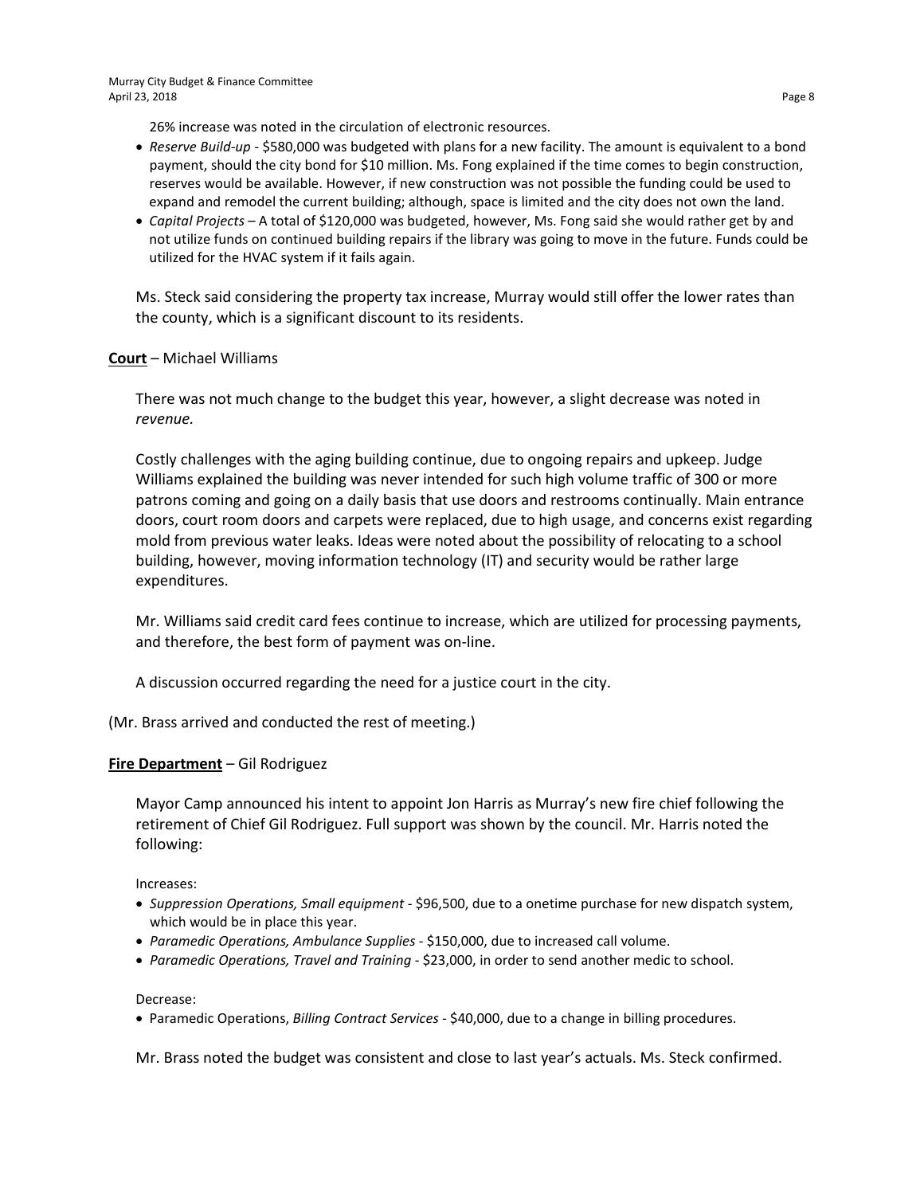26% increase was noted in the circulation of electronic resources.

- *Reserve Build-up* - $580,000 was budgeted with plans for a new facility. The amount is equivalent to a bond payment, should the city bond for $10 million. Ms. Fong explained if the time comes to begin construction, reserves would be available. However, if new construction was not possible the funding could be used to expand and remodel the current building; although, space is limited and the city does not own the land.
- *Capital Projects* – A total of $120,000 was budgeted, however, Ms. Fong said she would rather get by and not utilize funds on continued building repairs if the library was going to move in the future. Funds could be utilized for the HVAC system if it fails again.

Ms. Steck said considering the property tax increase, Murray would still offer the lower rates than the county, which is a significant discount to its residents.

**<u>Court</u>** – Michael Williams

There was not much change to the budget this year, however, a slight decrease was noted in *revenue.*

Costly challenges with the aging building continue, due to ongoing repairs and upkeep. Judge Williams explained the building was never intended for such high volume traffic of 300 or more patrons coming and going on a daily basis that use doors and restrooms continually. Main entrance doors, court room doors and carpets were replaced, due to high usage, and concerns exist regarding mold from previous water leaks. Ideas were noted about the possibility of relocating to a school building, however, moving information technology (IT) and security would be rather large expenditures.

Mr. Williams said credit card fees continue to increase, which are utilized for processing payments, and therefore, the best form of payment was on-line.

A discussion occurred regarding the need for a justice court in the city.

(Mr. Brass arrived and conducted the rest of meeting.)

**<u>Fire Department</u>** – Gil Rodriguez

Mayor Camp announced his intent to appoint Jon Harris as Murray's new fire chief following the retirement of Chief Gil Rodriguez. Full support was shown by the council. Mr. Harris noted the following:

Increases:

- *Suppression Operations, Small equipment* - $96,500, due to a onetime purchase for new dispatch system, which would be in place this year.
- *Paramedic Operations, Ambulance Supplies* - $150,000, due to increased call volume.
- *Paramedic Operations, Travel and Training* - $23,000, in order to send another medic to school.

Decrease:

- Paramedic Operations, *Billing Contract Services* - $40,000, due to a change in billing procedures.

Mr. Brass noted the budget was consistent and close to last year's actuals. Ms. Steck confirmed.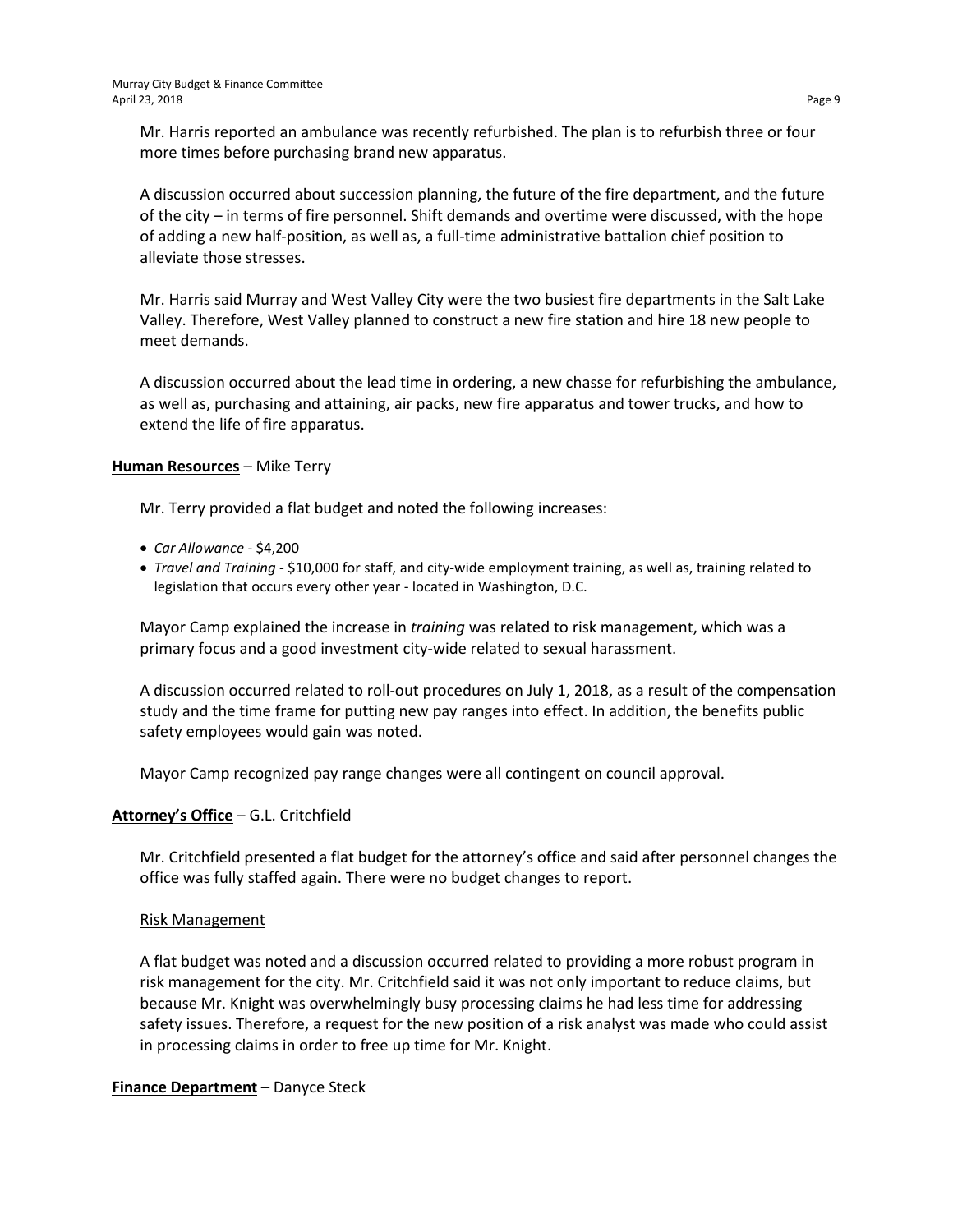Mr. Harris reported an ambulance was recently refurbished. The plan is to refurbish three or four more times before purchasing brand new apparatus.

A discussion occurred about succession planning, the future of the fire department, and the future of the city – in terms of fire personnel. Shift demands and overtime were discussed, with the hope of adding a new half-position, as well as, a full-time administrative battalion chief position to alleviate those stresses.

Mr. Harris said Murray and West Valley City were the two busiest fire departments in the Salt Lake Valley. Therefore, West Valley planned to construct a new fire station and hire 18 new people to meet demands.

A discussion occurred about the lead time in ordering, a new chasse for refurbishing the ambulance, as well as, purchasing and attaining, air packs, new fire apparatus and tower trucks, and how to extend the life of fire apparatus.

**Human Resources** – Mike Terry

Mr. Terry provided a flat budget and noted the following increases:

- *Car Allowance* - $4,200
- *Travel and Training* - $10,000 for staff, and city-wide employment training, as well as, training related to legislation that occurs every other year - located in Washington, D.C.

Mayor Camp explained the increase in *training* was related to risk management, which was a primary focus and a good investment city-wide related to sexual harassment.

A discussion occurred related to roll-out procedures on July 1, 2018, as a result of the compensation study and the time frame for putting new pay ranges into effect. In addition, the benefits public safety employees would gain was noted.

Mayor Camp recognized pay range changes were all contingent on council approval.

**Attorney's Office** – G.L. Critchfield

Mr. Critchfield presented a flat budget for the attorney's office and said after personnel changes the office was fully staffed again. There were no budget changes to report.

Risk Management

A flat budget was noted and a discussion occurred related to providing a more robust program in risk management for the city. Mr. Critchfield said it was not only important to reduce claims, but because Mr. Knight was overwhelmingly busy processing claims he had less time for addressing safety issues. Therefore, a request for the new position of a risk analyst was made who could assist in processing claims in order to free up time for Mr. Knight.

**Finance Department** – Danyce Steck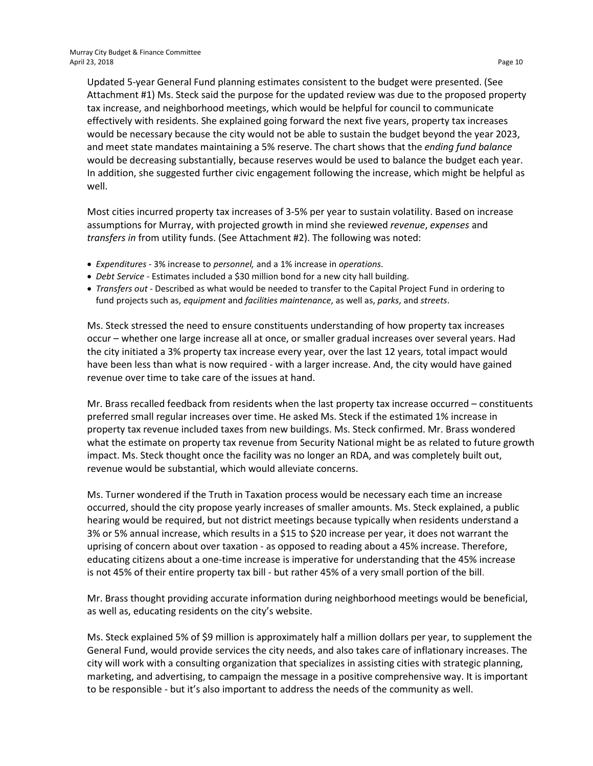Updated 5-year General Fund planning estimates consistent to the budget were presented. (See Attachment #1) Ms. Steck said the purpose for the updated review was due to the proposed property tax increase, and neighborhood meetings, which would be helpful for council to communicate effectively with residents. She explained going forward the next five years, property tax increases would be necessary because the city would not be able to sustain the budget beyond the year 2023, and meet state mandates maintaining a 5% reserve. The chart shows that the *ending fund balance* would be decreasing substantially, because reserves would be used to balance the budget each year. In addition, she suggested further civic engagement following the increase, which might be helpful as well.

Most cities incurred property tax increases of 3-5% per year to sustain volatility. Based on increase assumptions for Murray, with projected growth in mind she reviewed *revenue*, *expenses* and *transfers in* from utility funds. (See Attachment #2). The following was noted:

- *Expenditures* - 3% increase to *personnel,* and a 1% increase in *operations*.
- *Debt Service* - Estimates included a $30 million bond for a new city hall building.
- *Transfers out* - Described as what would be needed to transfer to the Capital Project Fund in ordering to fund projects such as, *equipment* and *facilities maintenance*, as well as, *parks*, and *streets*.

Ms. Steck stressed the need to ensure constituents understanding of how property tax increases occur – whether one large increase all at once, or smaller gradual increases over several years. Had the city initiated a 3% property tax increase every year, over the last 12 years, total impact would have been less than what is now required - with a larger increase. And, the city would have gained revenue over time to take care of the issues at hand.

Mr. Brass recalled feedback from residents when the last property tax increase occurred – constituents preferred small regular increases over time. He asked Ms. Steck if the estimated 1% increase in property tax revenue included taxes from new buildings. Ms. Steck confirmed. Mr. Brass wondered what the estimate on property tax revenue from Security National might be as related to future growth impact. Ms. Steck thought once the facility was no longer an RDA, and was completely built out, revenue would be substantial, which would alleviate concerns.

Ms. Turner wondered if the Truth in Taxation process would be necessary each time an increase occurred, should the city propose yearly increases of smaller amounts. Ms. Steck explained, a public hearing would be required, but not district meetings because typically when residents understand a 3% or 5% annual increase, which results in a $15 to $20 increase per year, it does not warrant the uprising of concern about over taxation - as opposed to reading about a 45% increase. Therefore, educating citizens about a one-time increase is imperative for understanding that the 45% increase is not 45% of their entire property tax bill - but rather 45% of a very small portion of the bill.

Mr. Brass thought providing accurate information during neighborhood meetings would be beneficial, as well as, educating residents on the city's website.

Ms. Steck explained 5% of $9 million is approximately half a million dollars per year, to supplement the General Fund, would provide services the city needs, and also takes care of inflationary increases. The city will work with a consulting organization that specializes in assisting cities with strategic planning, marketing, and advertising, to campaign the message in a positive comprehensive way. It is important to be responsible - but it's also important to address the needs of the community as well.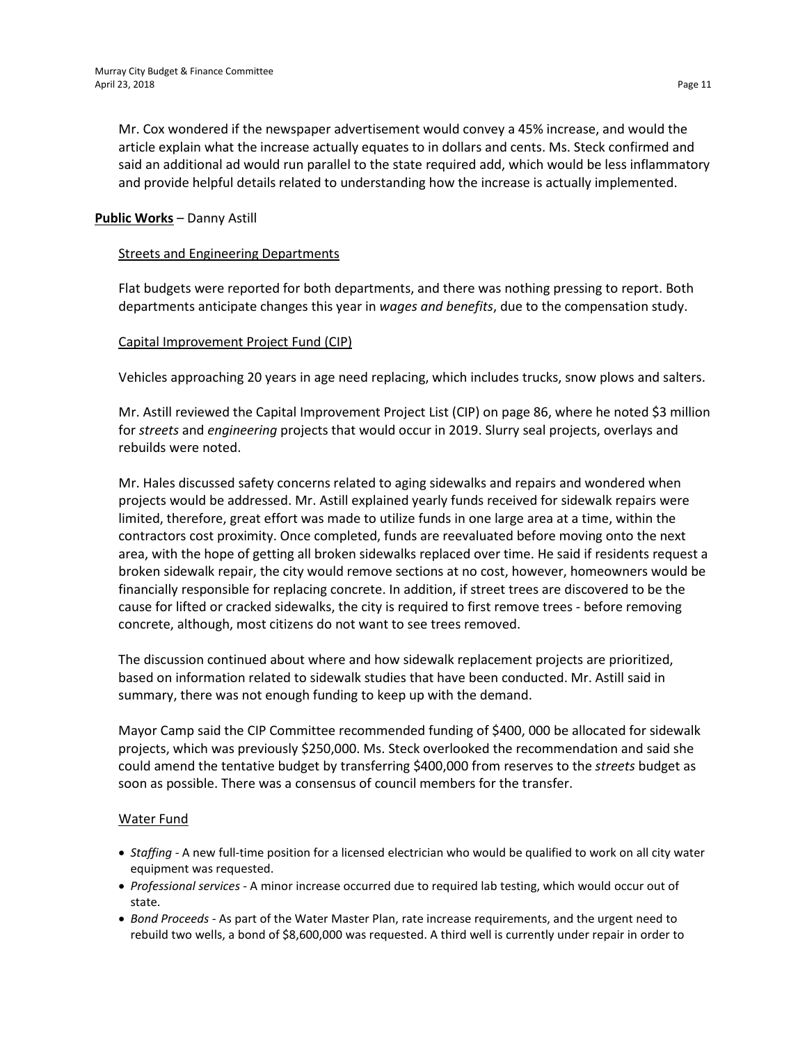Mr. Cox wondered if the newspaper advertisement would convey a 45% increase, and would the article explain what the increase actually equates to in dollars and cents. Ms. Steck confirmed and said an additional ad would run parallel to the state required add, which would be less inflammatory and provide helpful details related to understanding how the increase is actually implemented.

**Public Works** – Danny Astill

Streets and Engineering Departments

Flat budgets were reported for both departments, and there was nothing pressing to report. Both departments anticipate changes this year in *wages and benefits*, due to the compensation study.

Capital Improvement Project Fund (CIP)

Vehicles approaching 20 years in age need replacing, which includes trucks, snow plows and salters.

Mr. Astill reviewed the Capital Improvement Project List (CIP) on page 86, where he noted $3 million for *streets* and *engineering* projects that would occur in 2019. Slurry seal projects, overlays and rebuilds were noted.

Mr. Hales discussed safety concerns related to aging sidewalks and repairs and wondered when projects would be addressed. Mr. Astill explained yearly funds received for sidewalk repairs were limited, therefore, great effort was made to utilize funds in one large area at a time, within the contractors cost proximity. Once completed, funds are reevaluated before moving onto the next area, with the hope of getting all broken sidewalks replaced over time. He said if residents request a broken sidewalk repair, the city would remove sections at no cost, however, homeowners would be financially responsible for replacing concrete. In addition, if street trees are discovered to be the cause for lifted or cracked sidewalks, the city is required to first remove trees - before removing concrete, although, most citizens do not want to see trees removed.

The discussion continued about where and how sidewalk replacement projects are prioritized, based on information related to sidewalk studies that have been conducted. Mr. Astill said in summary, there was not enough funding to keep up with the demand.

Mayor Camp said the CIP Committee recommended funding of $400, 000 be allocated for sidewalk projects, which was previously $250,000. Ms. Steck overlooked the recommendation and said she could amend the tentative budget by transferring $400,000 from reserves to the *streets* budget as soon as possible. There was a consensus of council members for the transfer.

Water Fund

- *Staffing* - A new full-time position for a licensed electrician who would be qualified to work on all city water equipment was requested.
- *Professional services* - A minor increase occurred due to required lab testing, which would occur out of state.
- *Bond Proceeds* - As part of the Water Master Plan, rate increase requirements, and the urgent need to rebuild two wells, a bond of $8,600,000 was requested. A third well is currently under repair in order to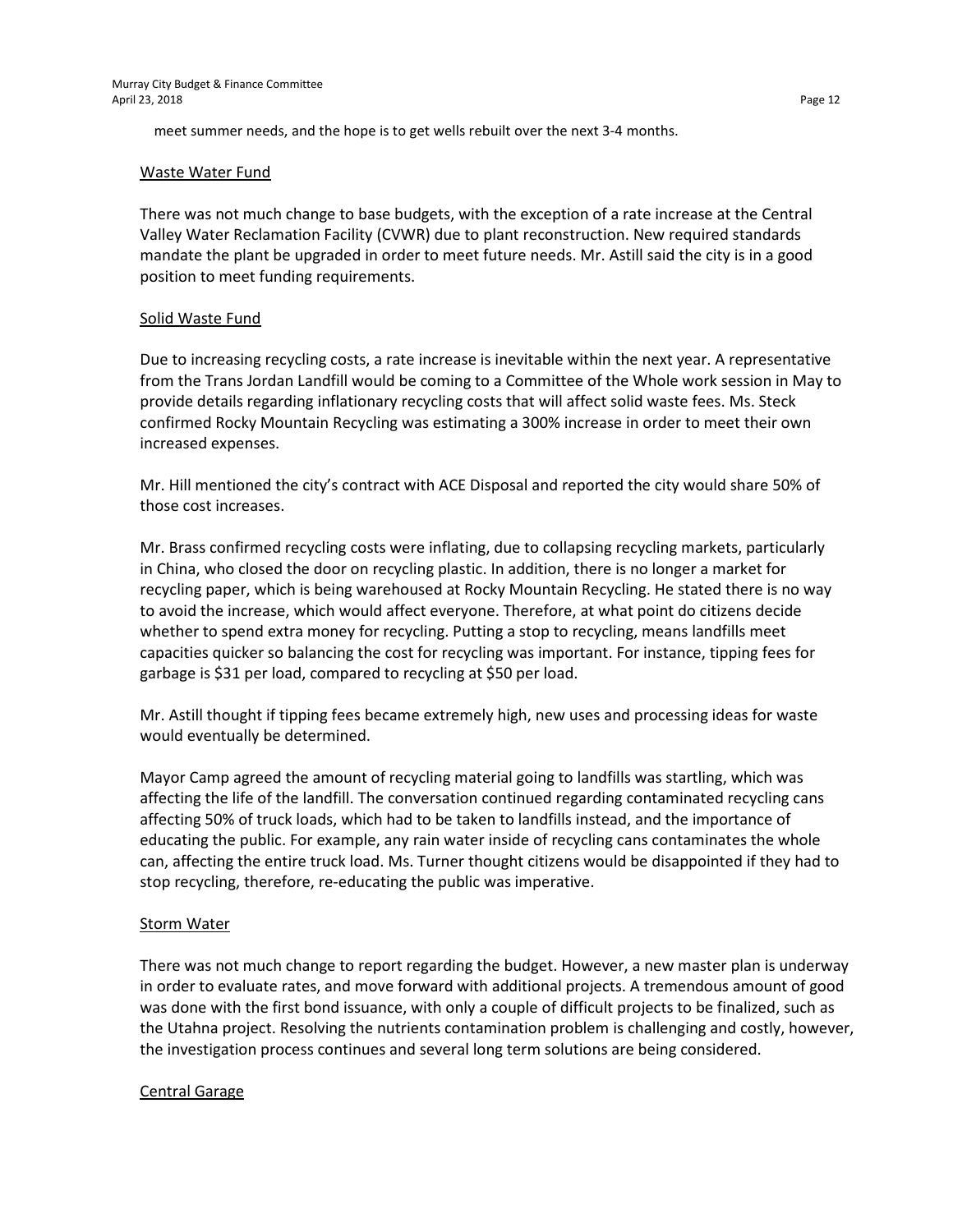meet summer needs, and the hope is to get wells rebuilt over the next 3-4 months.

<u>Waste Water Fund</u>

There was not much change to base budgets, with the exception of a rate increase at the Central Valley Water Reclamation Facility (CVWR) due to plant reconstruction. New required standards mandate the plant be upgraded in order to meet future needs. Mr. Astill said the city is in a good position to meet funding requirements.

<u>Solid Waste Fund</u>

Due to increasing recycling costs, a rate increase is inevitable within the next year. A representative from the Trans Jordan Landfill would be coming to a Committee of the Whole work session in May to provide details regarding inflationary recycling costs that will affect solid waste fees. Ms. Steck confirmed Rocky Mountain Recycling was estimating a 300% increase in order to meet their own increased expenses.

Mr. Hill mentioned the city's contract with ACE Disposal and reported the city would share 50% of those cost increases.

Mr. Brass confirmed recycling costs were inflating, due to collapsing recycling markets, particularly in China, who closed the door on recycling plastic. In addition, there is no longer a market for recycling paper, which is being warehoused at Rocky Mountain Recycling. He stated there is no way to avoid the increase, which would affect everyone. Therefore, at what point do citizens decide whether to spend extra money for recycling. Putting a stop to recycling, means landfills meet capacities quicker so balancing the cost for recycling was important. For instance, tipping fees for garbage is $31 per load, compared to recycling at $50 per load.

Mr. Astill thought if tipping fees became extremely high, new uses and processing ideas for waste would eventually be determined.

Mayor Camp agreed the amount of recycling material going to landfills was startling, which was affecting the life of the landfill. The conversation continued regarding contaminated recycling cans affecting 50% of truck loads, which had to be taken to landfills instead, and the importance of educating the public. For example, any rain water inside of recycling cans contaminates the whole can, affecting the entire truck load. Ms. Turner thought citizens would be disappointed if they had to stop recycling, therefore, re-educating the public was imperative.

<u>Storm Water</u>

There was not much change to report regarding the budget. However, a new master plan is underway in order to evaluate rates, and move forward with additional projects. A tremendous amount of good was done with the first bond issuance, with only a couple of difficult projects to be finalized, such as the Utahna project. Resolving the nutrients contamination problem is challenging and costly, however, the investigation process continues and several long term solutions are being considered.

<u>Central Garage</u>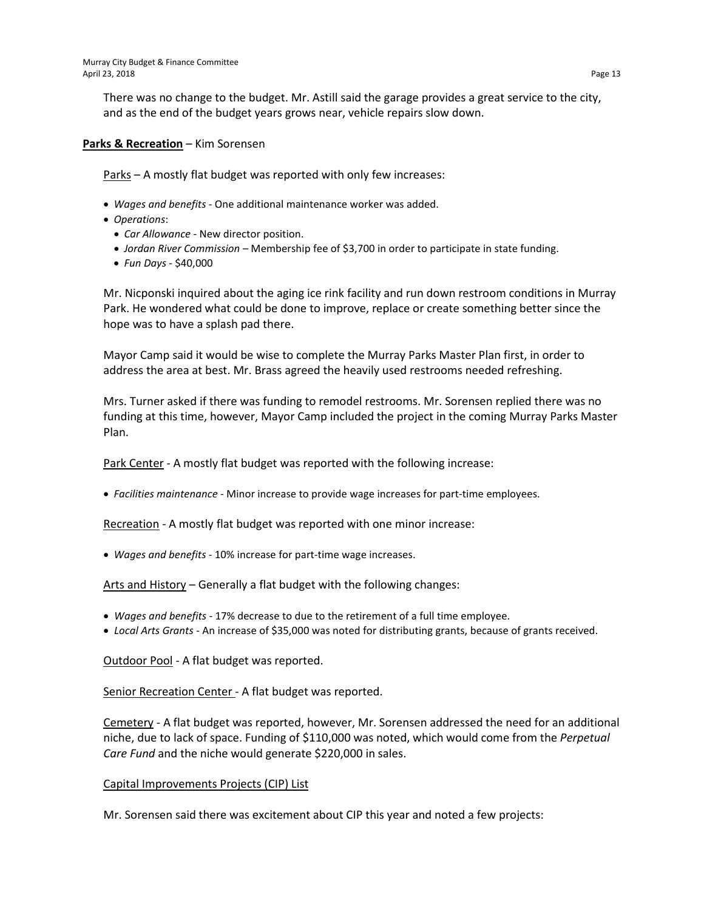There was no change to the budget. Mr. Astill said the garage provides a great service to the city, and as the end of the budget years grows near, vehicle repairs slow down.

**<u>Parks & Recreation</u>** – Kim Sorensen

<u>Parks</u> – A mostly flat budget was reported with only few increases:

- *Wages and benefits* - One additional maintenance worker was added.
- *Operations*:
  - *Car Allowance* - New director position.
  - *Jordan River Commission* – Membership fee of $3,700 in order to participate in state funding.
  - *Fun Days* - $40,000

Mr. Nicponski inquired about the aging ice rink facility and run down restroom conditions in Murray Park. He wondered what could be done to improve, replace or create something better since the hope was to have a splash pad there.

Mayor Camp said it would be wise to complete the Murray Parks Master Plan first, in order to address the area at best. Mr. Brass agreed the heavily used restrooms needed refreshing.

Mrs. Turner asked if there was funding to remodel restrooms. Mr. Sorensen replied there was no funding at this time, however, Mayor Camp included the project in the coming Murray Parks Master Plan.

<u>Park Center</u> - A mostly flat budget was reported with the following increase:

- *Facilities maintenance* - Minor increase to provide wage increases for part-time employees.

<u>Recreation</u> - A mostly flat budget was reported with one minor increase:

- *Wages and benefits* - 10% increase for part-time wage increases.

<u>Arts and History</u> – Generally a flat budget with the following changes:

- *Wages and benefits* - 17% decrease to due to the retirement of a full time employee.
- *Local Arts Grants* - An increase of $35,000 was noted for distributing grants, because of grants received.

<u>Outdoor Pool</u> - A flat budget was reported.

<u>Senior Recreation Center</u> - A flat budget was reported.

<u>Cemetery</u> - A flat budget was reported, however, Mr. Sorensen addressed the need for an additional niche, due to lack of space. Funding of $110,000 was noted, which would come from the *Perpetual Care Fund* and the niche would generate $220,000 in sales.

<u>Capital Improvements Projects (CIP) List</u>

Mr. Sorensen said there was excitement about CIP this year and noted a few projects: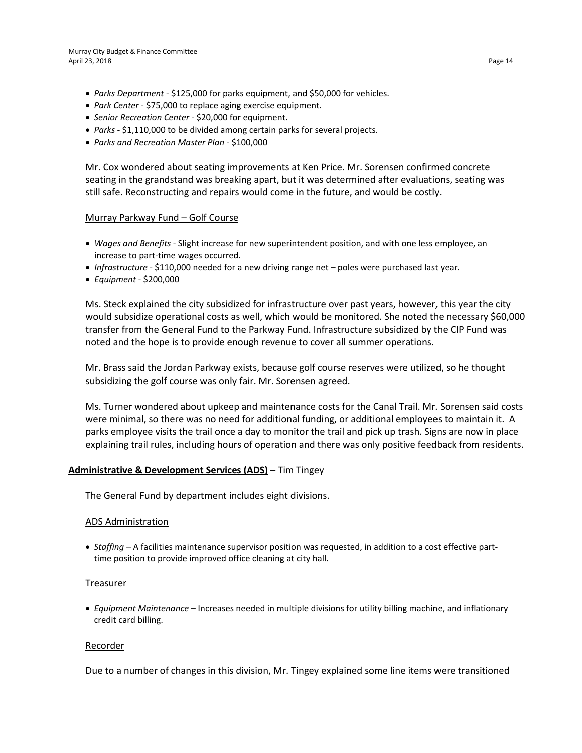- *Parks Department* - \$125,000 for parks equipment, and \$50,000 for vehicles.
- *Park Center* - \$75,000 to replace aging exercise equipment.
- *Senior Recreation Center* - \$20,000 for equipment.
- *Parks* - \$1,110,000 to be divided among certain parks for several projects.
- *Parks and Recreation Master Plan* - \$100,000

Mr. Cox wondered about seating improvements at Ken Price. Mr. Sorensen confirmed concrete seating in the grandstand was breaking apart, but it was determined after evaluations, seating was still safe. Reconstructing and repairs would come in the future, and would be costly.

Murray Parkway Fund – Golf Course

- *Wages and Benefits* - Slight increase for new superintendent position, and with one less employee, an increase to part-time wages occurred.
- *Infrastructure* - \$110,000 needed for a new driving range net – poles were purchased last year.
- *Equipment* - \$200,000

Ms. Steck explained the city subsidized for infrastructure over past years, however, this year the city would subsidize operational costs as well, which would be monitored. She noted the necessary \$60,000 transfer from the General Fund to the Parkway Fund. Infrastructure subsidized by the CIP Fund was noted and the hope is to provide enough revenue to cover all summer operations.

Mr. Brass said the Jordan Parkway exists, because golf course reserves were utilized, so he thought subsidizing the golf course was only fair. Mr. Sorensen agreed.

Ms. Turner wondered about upkeep and maintenance costs for the Canal Trail. Mr. Sorensen said costs were minimal, so there was no need for additional funding, or additional employees to maintain it. A parks employee visits the trail once a day to monitor the trail and pick up trash. Signs are now in place explaining trail rules, including hours of operation and there was only positive feedback from residents.

**Administrative & Development Services (ADS)** – Tim Tingey

The General Fund by department includes eight divisions.

ADS Administration

- *Staffing* – A facilities maintenance supervisor position was requested, in addition to a cost effective part-time position to provide improved office cleaning at city hall.

Treasurer

- *Equipment Maintenance* – Increases needed in multiple divisions for utility billing machine, and inflationary credit card billing.

Recorder

Due to a number of changes in this division, Mr. Tingey explained some line items were transitioned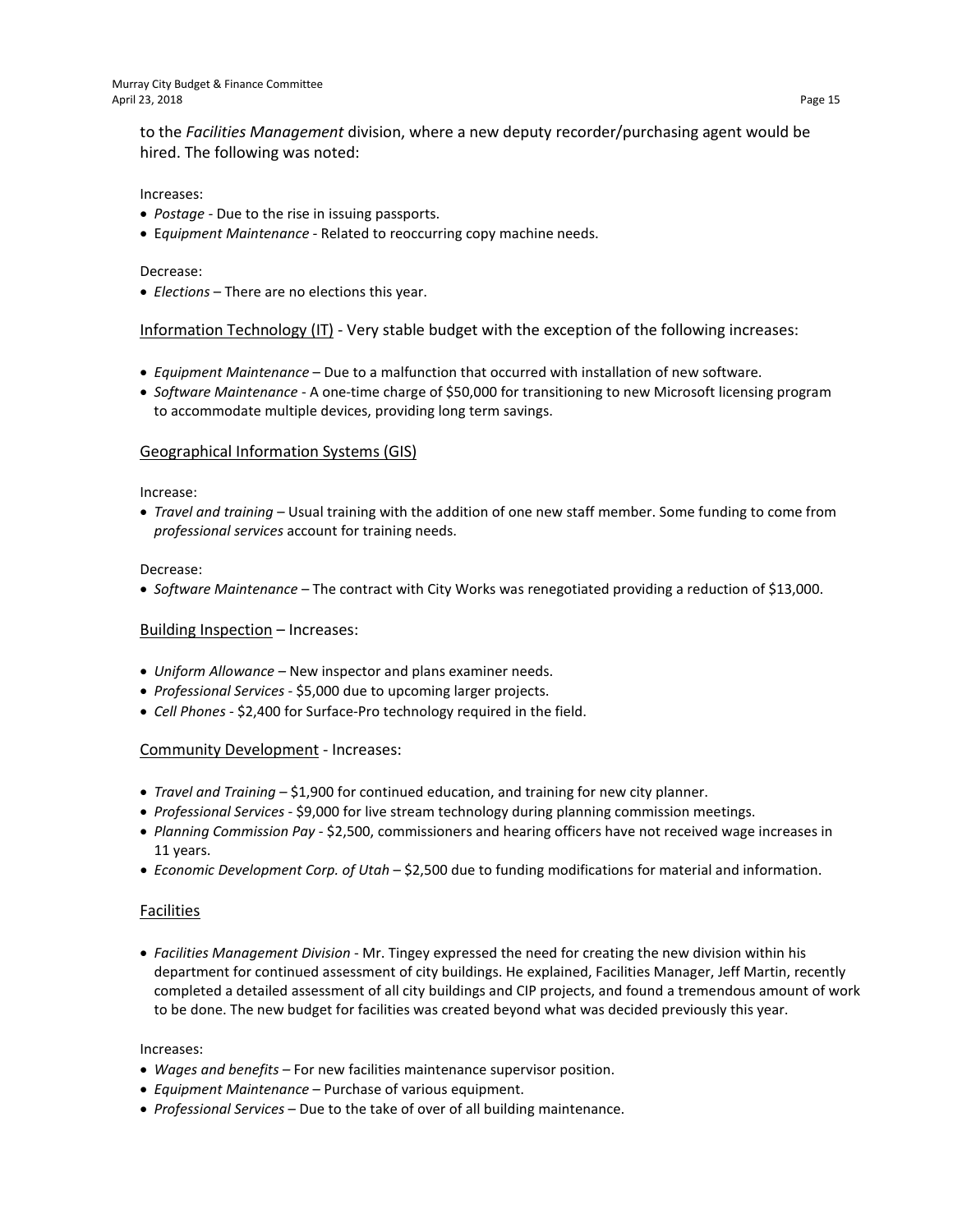to the *Facilities Management* division, where a new deputy recorder/purchasing agent would be hired. The following was noted:

Increases:
- *Postage* - Due to the rise in issuing passports.
- E*quipment Maintenance* - Related to reoccurring copy machine needs.

Decrease:
- *Elections* – There are no elections this year.

<u>Information Technology (IT)</u> - Very stable budget with the exception of the following increases:

- *Equipment Maintenance* – Due to a malfunction that occurred with installation of new software.
- *Software Maintenance* - A one-time charge of $50,000 for transitioning to new Microsoft licensing program to accommodate multiple devices, providing long term savings.

<u>Geographical Information Systems (GIS)</u>

Increase:
- *Travel and training* – Usual training with the addition of one new staff member. Some funding to come from *professional services* account for training needs.

Decrease:
- *Software Maintenance* – The contract with City Works was renegotiated providing a reduction of $13,000.

<u>Building Inspection</u> – Increases:

- *Uniform Allowance* – New inspector and plans examiner needs.
- *Professional Services* - $5,000 due to upcoming larger projects.
- *Cell Phones* - $2,400 for Surface-Pro technology required in the field.

<u>Community Development</u> - Increases:

- *Travel and Training* – $1,900 for continued education, and training for new city planner.
- *Professional Services* - $9,000 for live stream technology during planning commission meetings.
- *Planning Commission Pay* - $2,500, commissioners and hearing officers have not received wage increases in 11 years.
- *Economic Development Corp. of Utah* – $2,500 due to funding modifications for material and information.

<u>Facilities</u>

- *Facilities Management Division* - Mr. Tingey expressed the need for creating the new division within his department for continued assessment of city buildings. He explained, Facilities Manager, Jeff Martin, recently completed a detailed assessment of all city buildings and CIP projects, and found a tremendous amount of work to be done. The new budget for facilities was created beyond what was decided previously this year.

Increases:
- *Wages and benefits* – For new facilities maintenance supervisor position.
- *Equipment Maintenance* – Purchase of various equipment.
- *Professional Services* – Due to the take of over of all building maintenance.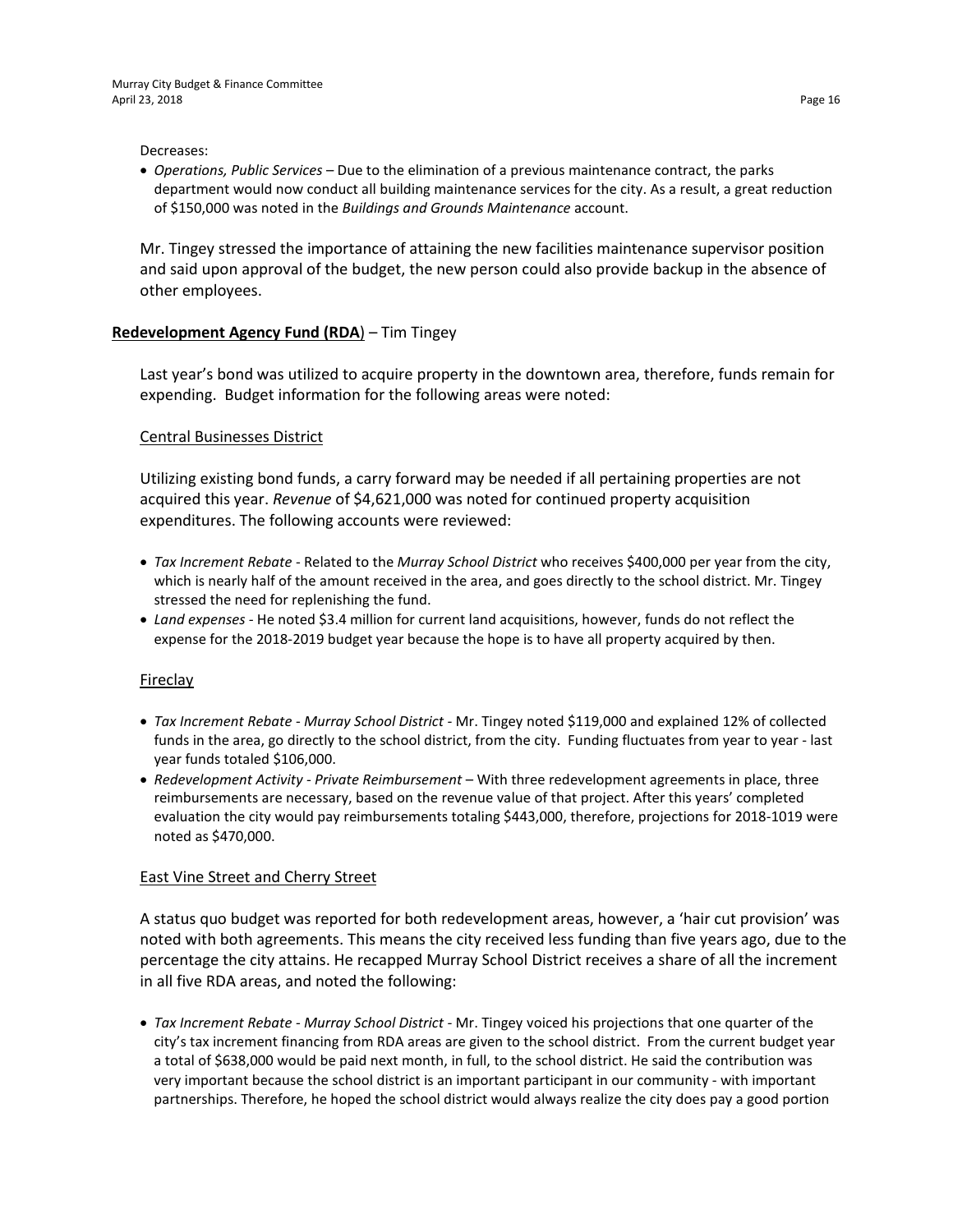Decreases:

- *Operations, Public Services* – Due to the elimination of a previous maintenance contract, the parks department would now conduct all building maintenance services for the city. As a result, a great reduction of $150,000 was noted in the *Buildings and Grounds Maintenance* account.

Mr. Tingey stressed the importance of attaining the new facilities maintenance supervisor position and said upon approval of the budget, the new person could also provide backup in the absence of other employees.

**Redevelopment Agency Fund (RDA**) – Tim Tingey

Last year's bond was utilized to acquire property in the downtown area, therefore, funds remain for expending. Budget information for the following areas were noted:

Central Businesses District

Utilizing existing bond funds, a carry forward may be needed if all pertaining properties are not acquired this year. *Revenue* of $4,621,000 was noted for continued property acquisition expenditures. The following accounts were reviewed:

- *Tax Increment Rebate* - Related to the *Murray School District* who receives $400,000 per year from the city, which is nearly half of the amount received in the area, and goes directly to the school district. Mr. Tingey stressed the need for replenishing the fund.
- *Land expenses* - He noted $3.4 million for current land acquisitions, however, funds do not reflect the expense for the 2018-2019 budget year because the hope is to have all property acquired by then.

Fireclay

- *Tax Increment Rebate - Murray School District* - Mr. Tingey noted $119,000 and explained 12% of collected funds in the area, go directly to the school district, from the city. Funding fluctuates from year to year - last year funds totaled $106,000.
- *Redevelopment Activity - Private Reimbursement* – With three redevelopment agreements in place, three reimbursements are necessary, based on the revenue value of that project. After this years' completed evaluation the city would pay reimbursements totaling $443,000, therefore, projections for 2018-1019 were noted as $470,000.

East Vine Street and Cherry Street

A status quo budget was reported for both redevelopment areas, however, a 'hair cut provision' was noted with both agreements. This means the city received less funding than five years ago, due to the percentage the city attains. He recapped Murray School District receives a share of all the increment in all five RDA areas, and noted the following:

- *Tax Increment Rebate - Murray School District* - Mr. Tingey voiced his projections that one quarter of the city's tax increment financing from RDA areas are given to the school district. From the current budget year a total of $638,000 would be paid next month, in full, to the school district. He said the contribution was very important because the school district is an important participant in our community - with important partnerships. Therefore, he hoped the school district would always realize the city does pay a good portion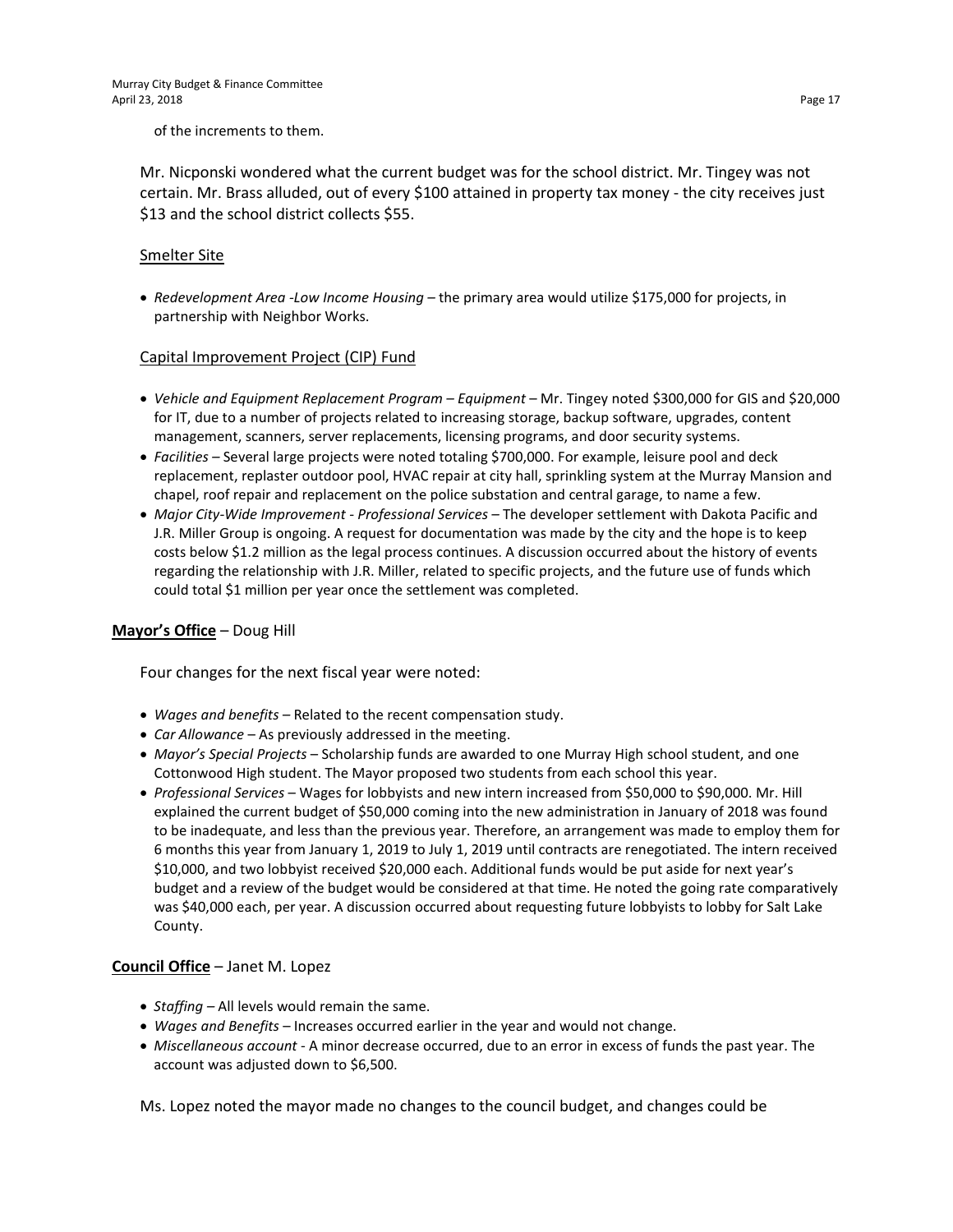of the increments to them.

Mr. Nicponski wondered what the current budget was for the school district. Mr. Tingey was not certain. Mr. Brass alluded, out of every $100 attained in property tax money - the city receives just $13 and the school district collects $55.

Smelter Site

- *Redevelopment Area -Low Income Housing* – the primary area would utilize $175,000 for projects, in partnership with Neighbor Works.

Capital Improvement Project (CIP) Fund

- *Vehicle and Equipment Replacement Program – Equipment* – Mr. Tingey noted $300,000 for GIS and $20,000 for IT, due to a number of projects related to increasing storage, backup software, upgrades, content management, scanners, server replacements, licensing programs, and door security systems.
- *Facilities* – Several large projects were noted totaling $700,000. For example, leisure pool and deck replacement, replaster outdoor pool, HVAC repair at city hall, sprinkling system at the Murray Mansion and chapel, roof repair and replacement on the police substation and central garage, to name a few.
- *Major City-Wide Improvement - Professional Services* – The developer settlement with Dakota Pacific and J.R. Miller Group is ongoing. A request for documentation was made by the city and the hope is to keep costs below $1.2 million as the legal process continues. A discussion occurred about the history of events regarding the relationship with J.R. Miller, related to specific projects, and the future use of funds which could total $1 million per year once the settlement was completed.

**Mayor's Office** – Doug Hill

Four changes for the next fiscal year were noted:

- *Wages and benefits* – Related to the recent compensation study.
- *Car Allowance* – As previously addressed in the meeting.
- *Mayor's Special Projects* – Scholarship funds are awarded to one Murray High school student, and one Cottonwood High student. The Mayor proposed two students from each school this year.
- *Professional Services* – Wages for lobbyists and new intern increased from $50,000 to $90,000. Mr. Hill explained the current budget of $50,000 coming into the new administration in January of 2018 was found to be inadequate, and less than the previous year. Therefore, an arrangement was made to employ them for 6 months this year from January 1, 2019 to July 1, 2019 until contracts are renegotiated. The intern received $10,000, and two lobbyist received $20,000 each. Additional funds would be put aside for next year's budget and a review of the budget would be considered at that time. He noted the going rate comparatively was $40,000 each, per year. A discussion occurred about requesting future lobbyists to lobby for Salt Lake County.

**Council Office** – Janet M. Lopez

- *Staffing* – All levels would remain the same.
- *Wages and Benefits* – Increases occurred earlier in the year and would not change.
- *Miscellaneous account* - A minor decrease occurred, due to an error in excess of funds the past year. The account was adjusted down to $6,500.

Ms. Lopez noted the mayor made no changes to the council budget, and changes could be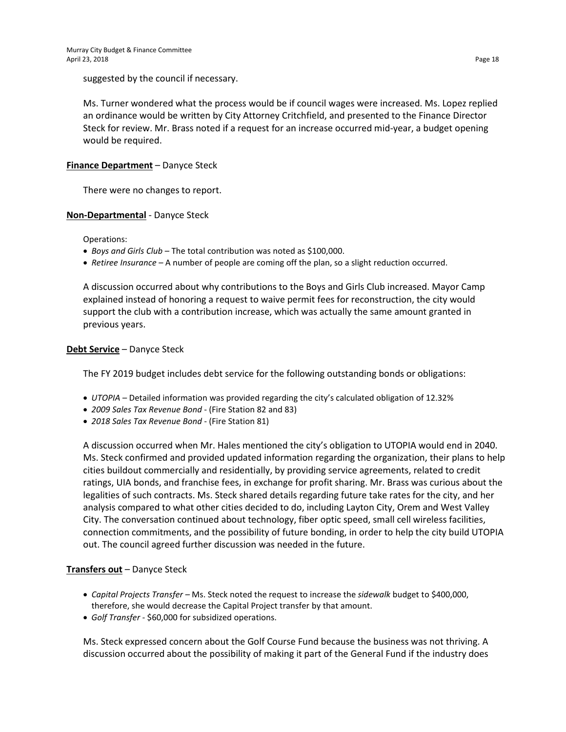suggested by the council if necessary.

Ms. Turner wondered what the process would be if council wages were increased. Ms. Lopez replied an ordinance would be written by City Attorney Critchfield, and presented to the Finance Director Steck for review. Mr. Brass noted if a request for an increase occurred mid-year, a budget opening would be required.

**<u>Finance Department</u>** – Danyce Steck

There were no changes to report.

**<u>Non-Departmental</u>** - Danyce Steck

Operations:

- *Boys and Girls Club* – The total contribution was noted as $100,000.
- *Retiree Insurance* – A number of people are coming off the plan, so a slight reduction occurred.

A discussion occurred about why contributions to the Boys and Girls Club increased. Mayor Camp explained instead of honoring a request to waive permit fees for reconstruction, the city would support the club with a contribution increase, which was actually the same amount granted in previous years.

**<u>Debt Service</u>** – Danyce Steck

The FY 2019 budget includes debt service for the following outstanding bonds or obligations:

- *UTOPIA* – Detailed information was provided regarding the city's calculated obligation of 12.32%
- *2009 Sales Tax Revenue Bond* - (Fire Station 82 and 83)
- *2018 Sales Tax Revenue Bond* - (Fire Station 81)

A discussion occurred when Mr. Hales mentioned the city's obligation to UTOPIA would end in 2040. Ms. Steck confirmed and provided updated information regarding the organization, their plans to help cities buildout commercially and residentially, by providing service agreements, related to credit ratings, UIA bonds, and franchise fees, in exchange for profit sharing. Mr. Brass was curious about the legalities of such contracts. Ms. Steck shared details regarding future take rates for the city, and her analysis compared to what other cities decided to do, including Layton City, Orem and West Valley City. The conversation continued about technology, fiber optic speed, small cell wireless facilities, connection commitments, and the possibility of future bonding, in order to help the city build UTOPIA out. The council agreed further discussion was needed in the future.

**<u>Transfers out</u>** – Danyce Steck

- *Capital Projects Transfer* – Ms. Steck noted the request to increase the *sidewalk* budget to $400,000, therefore, she would decrease the Capital Project transfer by that amount.
- *Golf Transfer* - $60,000 for subsidized operations.

Ms. Steck expressed concern about the Golf Course Fund because the business was not thriving. A discussion occurred about the possibility of making it part of the General Fund if the industry does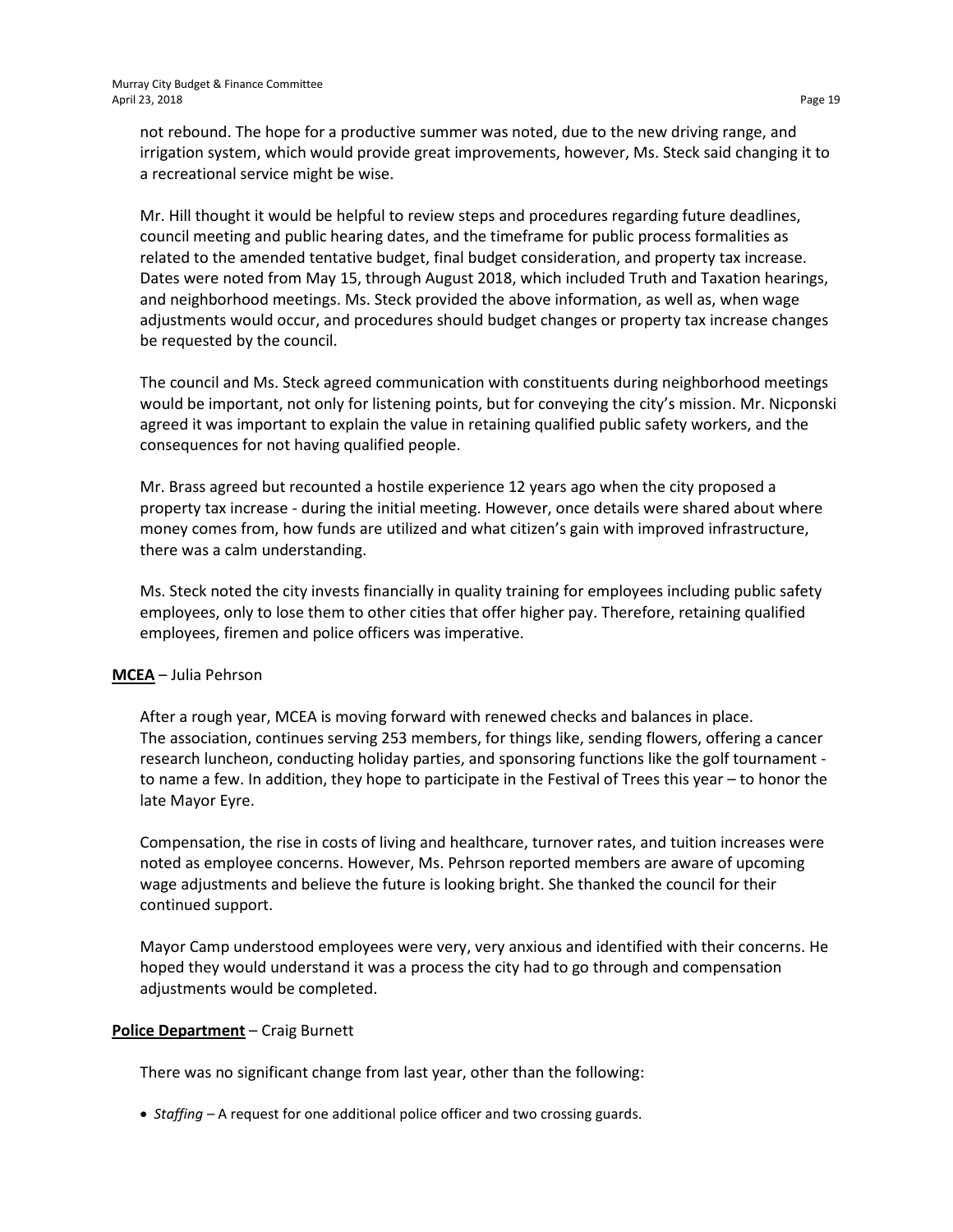not rebound. The hope for a productive summer was noted, due to the new driving range, and irrigation system, which would provide great improvements, however, Ms. Steck said changing it to a recreational service might be wise.

Mr. Hill thought it would be helpful to review steps and procedures regarding future deadlines, council meeting and public hearing dates, and the timeframe for public process formalities as related to the amended tentative budget, final budget consideration, and property tax increase. Dates were noted from May 15, through August 2018, which included Truth and Taxation hearings, and neighborhood meetings. Ms. Steck provided the above information, as well as, when wage adjustments would occur, and procedures should budget changes or property tax increase changes be requested by the council.

The council and Ms. Steck agreed communication with constituents during neighborhood meetings would be important, not only for listening points, but for conveying the city's mission. Mr. Nicponski agreed it was important to explain the value in retaining qualified public safety workers, and the consequences for not having qualified people.

Mr. Brass agreed but recounted a hostile experience 12 years ago when the city proposed a property tax increase - during the initial meeting. However, once details were shared about where money comes from, how funds are utilized and what citizen's gain with improved infrastructure, there was a calm understanding.

Ms. Steck noted the city invests financially in quality training for employees including public safety employees, only to lose them to other cities that offer higher pay. Therefore, retaining qualified employees, firemen and police officers was imperative.

**MCEA** – Julia Pehrson

After a rough year, MCEA is moving forward with renewed checks and balances in place. The association, continues serving 253 members, for things like, sending flowers, offering a cancer research luncheon, conducting holiday parties, and sponsoring functions like the golf tournament - to name a few. In addition, they hope to participate in the Festival of Trees this year – to honor the late Mayor Eyre.

Compensation, the rise in costs of living and healthcare, turnover rates, and tuition increases were noted as employee concerns. However, Ms. Pehrson reported members are aware of upcoming wage adjustments and believe the future is looking bright. She thanked the council for their continued support.

Mayor Camp understood employees were very, very anxious and identified with their concerns. He hoped they would understand it was a process the city had to go through and compensation adjustments would be completed.

**Police Department** – Craig Burnett

There was no significant change from last year, other than the following:

- *Staffing* – A request for one additional police officer and two crossing guards.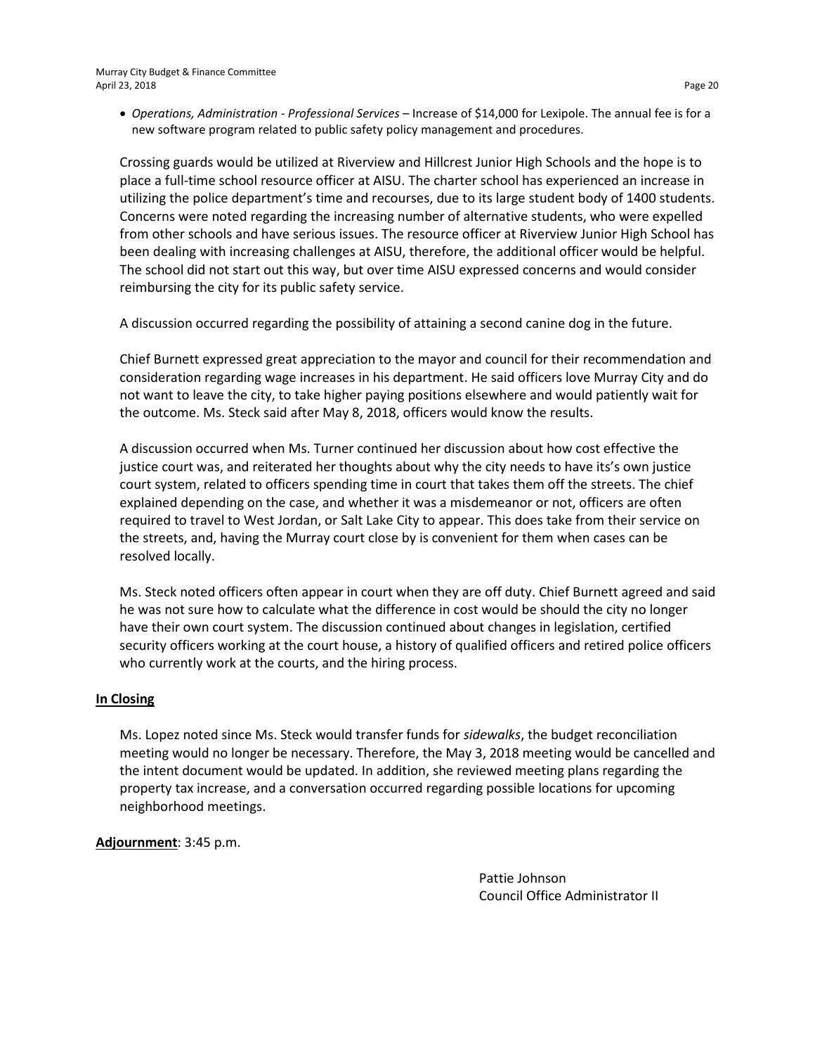- *Operations, Administration - Professional Services* – Increase of $14,000 for Lexipole. The annual fee is for a new software program related to public safety policy management and procedures.

Crossing guards would be utilized at Riverview and Hillcrest Junior High Schools and the hope is to place a full-time school resource officer at AISU. The charter school has experienced an increase in utilizing the police department's time and recourses, due to its large student body of 1400 students. Concerns were noted regarding the increasing number of alternative students, who were expelled from other schools and have serious issues. The resource officer at Riverview Junior High School has been dealing with increasing challenges at AISU, therefore, the additional officer would be helpful. The school did not start out this way, but over time AISU expressed concerns and would consider reimbursing the city for its public safety service.

A discussion occurred regarding the possibility of attaining a second canine dog in the future.

Chief Burnett expressed great appreciation to the mayor and council for their recommendation and consideration regarding wage increases in his department. He said officers love Murray City and do not want to leave the city, to take higher paying positions elsewhere and would patiently wait for the outcome. Ms. Steck said after May 8, 2018, officers would know the results.

A discussion occurred when Ms. Turner continued her discussion about how cost effective the justice court was, and reiterated her thoughts about why the city needs to have its's own justice court system, related to officers spending time in court that takes them off the streets. The chief explained depending on the case, and whether it was a misdemeanor or not, officers are often required to travel to West Jordan, or Salt Lake City to appear. This does take from their service on the streets, and, having the Murray court close by is convenient for them when cases can be resolved locally.

Ms. Steck noted officers often appear in court when they are off duty. Chief Burnett agreed and said he was not sure how to calculate what the difference in cost would be should the city no longer have their own court system. The discussion continued about changes in legislation, certified security officers working at the court house, a history of qualified officers and retired police officers who currently work at the courts, and the hiring process.

**In Closing**

Ms. Lopez noted since Ms. Steck would transfer funds for *sidewalks*, the budget reconciliation meeting would no longer be necessary. Therefore, the May 3, 2018 meeting would be cancelled and the intent document would be updated. In addition, she reviewed meeting plans regarding the property tax increase, and a conversation occurred regarding possible locations for upcoming neighborhood meetings.

**Adjournment**: 3:45 p.m.

Pattie Johnson
Council Office Administrator II